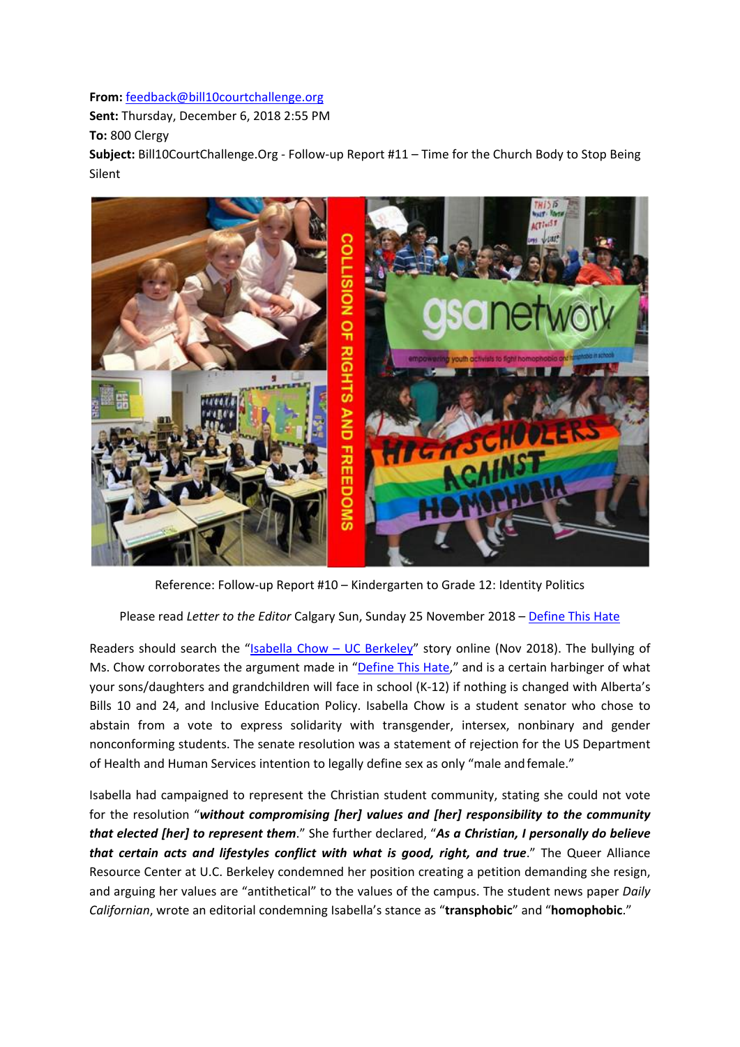**From:** feedback@bill10courtchallenge.org
**Sent:** Thursday, December 6, 2018 2:55 PM
**To:** 800 Clergy
**Subject:** Bill10CourtChallenge.Org - Follow-up Report #11 – Time for the Church Body to Stop Being Silent

Reference: Follow-up Report #10 – Kindergarten to Grade 12: Identity Politics

Please read *Letter to the Editor* Calgary Sun, Sunday 25 November 2018 – [Define This Hate]()

Readers should search the "[Isabella Chow – UC Berkeley]()" story online (Nov 2018). The bullying of Ms. Chow corroborates the argument made in "[Define This Hate]()," and is a certain harbinger of what your sons/daughters and grandchildren will face in school (K-12) if nothing is changed with Alberta's Bills 10 and 24, and Inclusive Education Policy. Isabella Chow is a student senator who chose to abstain from a vote to express solidarity with transgender, intersex, nonbinary and gender nonconforming students. The senate resolution was a statement of rejection for the US Department of Health and Human Services intention to legally define sex as only "male and female."

Isabella had campaigned to represent the Christian student community, stating she could not vote for the resolution "***without compromising [her] values and [her] responsibility to the community that elected [her] to represent them***." She further declared, "***As a Christian, I personally do believe that certain acts and lifestyles conflict with what is good, right, and true***." The Queer Alliance Resource Center at U.C. Berkeley condemned her position creating a petition demanding she resign, and arguing her values are "antithetical" to the values of the campus. The student news paper *Daily Californian*, wrote an editorial condemning Isabella's stance as "**transphobic**" and "**homophobic**."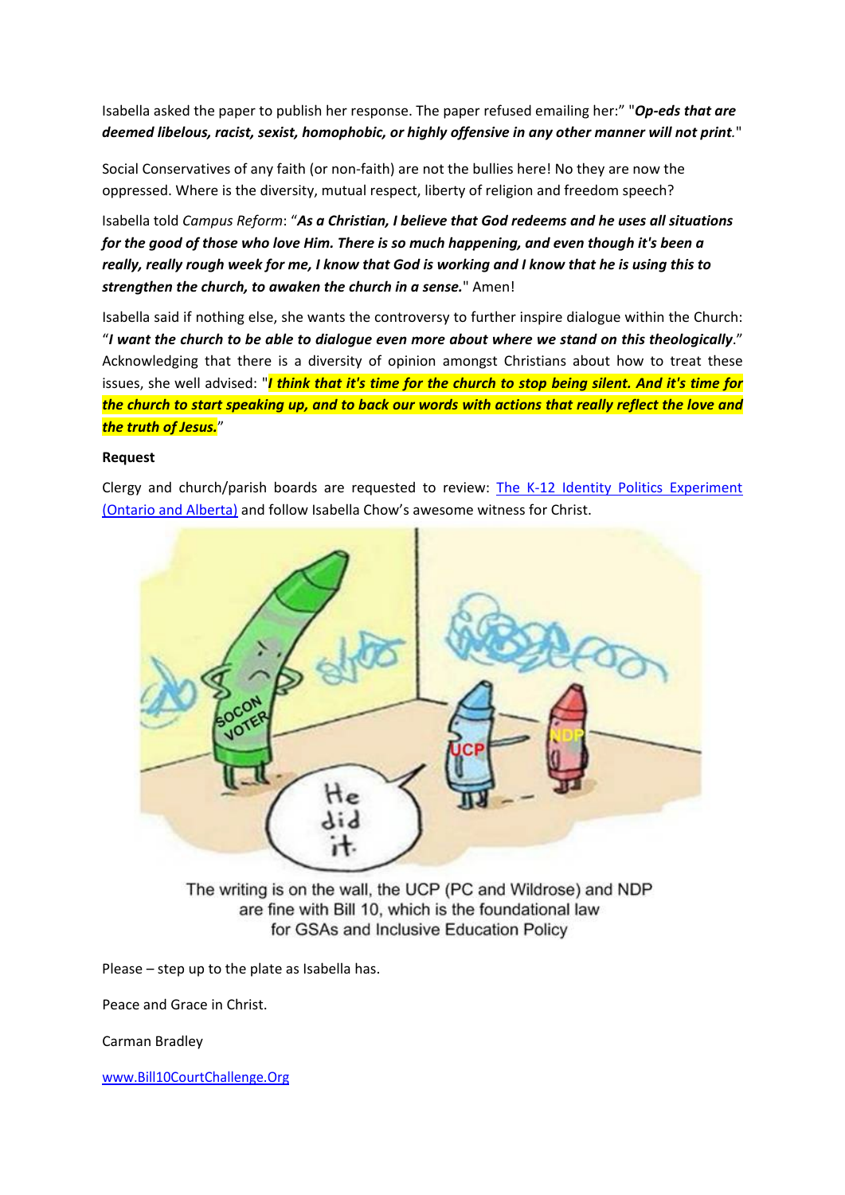Isabella asked the paper to publish her response. The paper refused emailing her:" "***Op-eds that are deemed libelous, racist, sexist, homophobic, or highly offensive in any other manner will not print.***"

Social Conservatives of any faith (or non-faith) are not the bullies here! No they are now the oppressed. Where is the diversity, mutual respect, liberty of religion and freedom speech?

Isabella told *Campus Reform*: "***As a Christian, I believe that God redeems and he uses all situations for the good of those who love Him. There is so much happening, and even though it's been a really, really rough week for me, I know that God is working and I know that he is using this to strengthen the church, to awaken the church in a sense.***" Amen!

Isabella said if nothing else, she wants the controversy to further inspire dialogue within the Church: "***I want the church to be able to dialogue even more about where we stand on this theologically***." Acknowledging that there is a diversity of opinion amongst Christians about how to treat these issues, she well advised: "***I think that it's time for the church to stop being silent. And it's time for the church to start speaking up, and to back our words with actions that really reflect the love and the truth of Jesus.***"

**Request**

Clergy and church/parish boards are requested to review: The K-12 Identity Politics Experiment (Ontario and Alberta) and follow Isabella Chow's awesome witness for Christ.

SOCON VOTER

He did it.

UCP

NDP

The writing is on the wall, the UCP (PC and Wildrose) and NDP are fine with Bill 10, which is the foundational law for GSAs and Inclusive Education Policy

Please – step up to the plate as Isabella has.

Peace and Grace in Christ.

Carman Bradley

www.Bill10CourtChallenge.Org